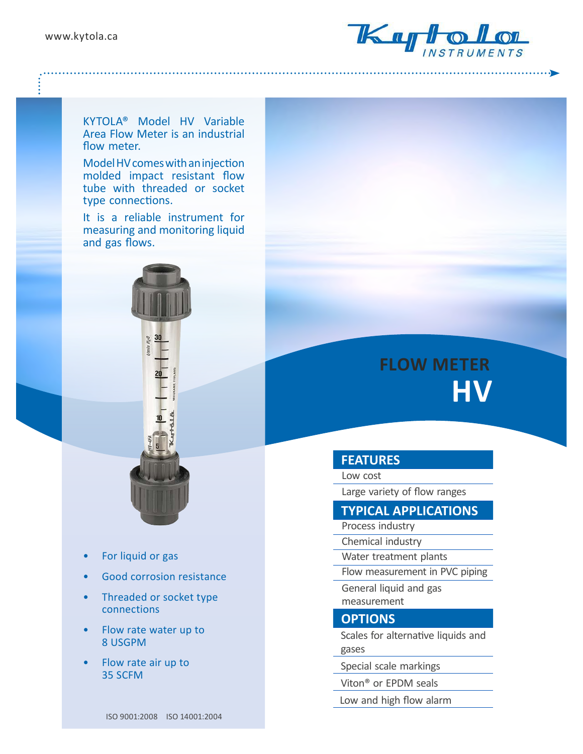# FLOW METER HV

KYTOLA® Model HV Variable Area Flow Meter is an industrial flow meter.

Model HV comes with an injection molded impact resistant flow tube with threaded or socket type connections.

It is a reliable instrument for measuring and monitoring liquid and gas flows.

- For liquid or gas
- Good corrosion resistance
- Threaded or socket type connections
- Flow rate water up to 8 USGPM
- Flow rate air up to 35 SCFM

## FEATURES

- Low cost
- Large variety of flow ranges

## TYPICAL APPLICATIONS

- Process industry
- Chemical industry
- Water treatment plants
- Flow measurement in PVC piping
- General liquid and gas measurement

## OPTIONS

- Scales for alternative liquids and gases
- Special scale markings
- Viton® or EPDM seals
- Low and high flow alarm

ISO 9001:2008 ISO 14001:2004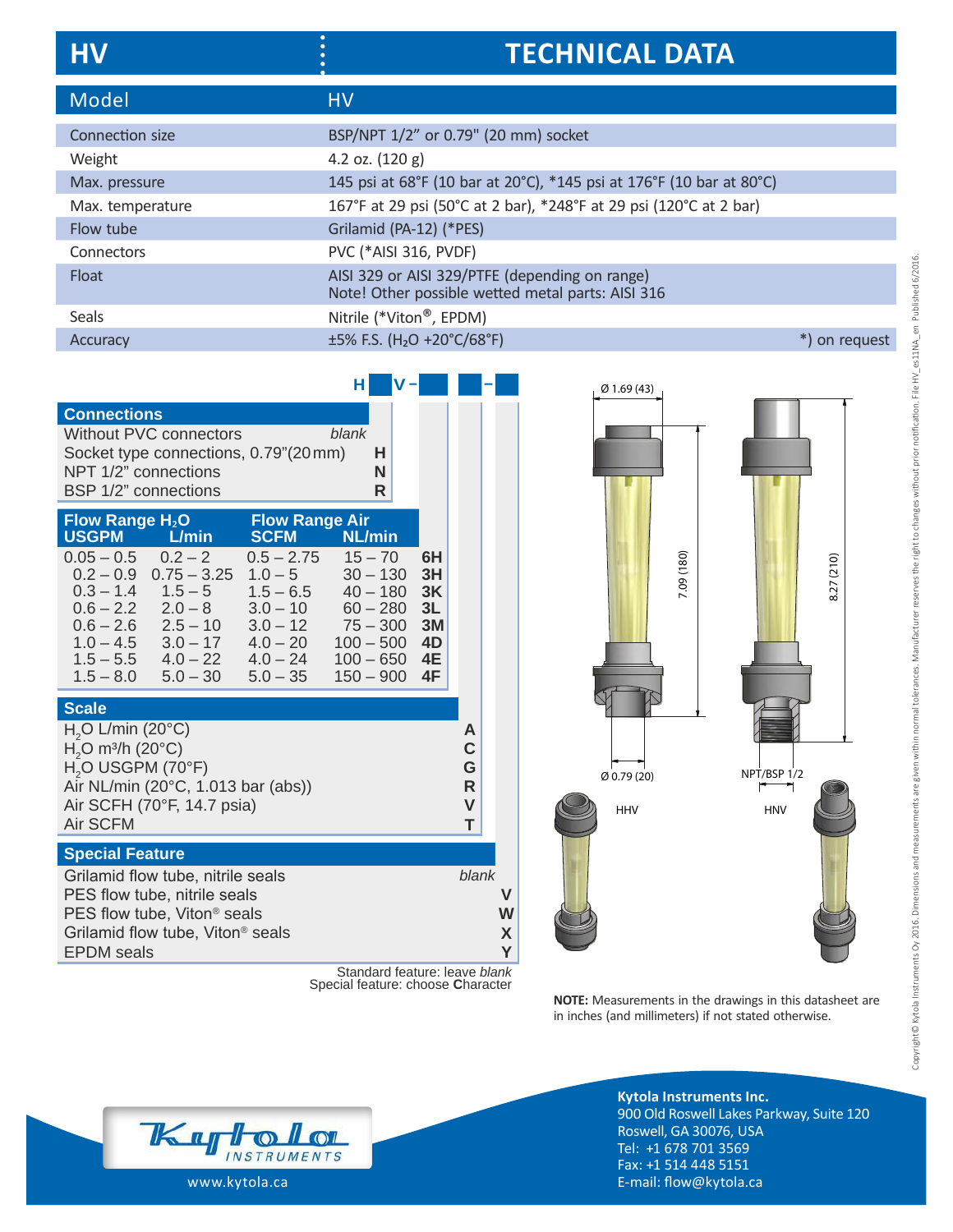# HV — TECHNICAL DATA

| Model | HV |
|---|---|
| Connection size | BSP/NPT 1/2" or 0.79" (20 mm) socket |
| Weight | 4.2 oz. (120 g) |
| Max. pressure | 145 psi at 68°F (10 bar at 20°C), *145 psi at 176°F (10 bar at 80°C) |
| Max. temperature | 167°F at 29 psi (50°C at 2 bar), *248°F at 29 psi (120°C at 2 bar) |
| Flow tube | Grilamid (PA-12) (*PES) |
| Connectors | PVC (*AISI 316, PVDF) |
| Float | AISI 329 or AISI 329/PTFE (depending on range) Note! Other possible wetted metal parts: AISI 316 |
| Seals | Nitrile (*Viton®, EPDM) |
| Accuracy | ±5% F.S. ($H_2O$ +20°C/68°F) *) on request |

H__V-__ __-__

### Connections

| | |
|---|---|
| Without PVC connectors | *blank* |
| Socket type connections, 0.79"(20 mm) | H |
| NPT 1/2" connections | N |
| BSP 1/2" connections | R |

### Flow Range

| Flow Range $H_2O$ USGPM | L/min | Flow Range Air SCFM | NL/min | |
|---|---|---|---|---|
| 0.05 – 0.5 | 0.2 – 2 | 0.5 – 2.75 | 15 – 70 | 6H |
| 0.2 – 0.9 | 0.75 – 3.25 | 1.0 – 5 | 30 – 130 | 3H |
| 0.3 – 1.4 | 1.5 – 5 | 1.5 – 6.5 | 40 – 180 | 3K |
| 0.6 – 2.2 | 2.0 – 8 | 3.0 – 10 | 60 – 280 | 3L |
| 0.6 – 2.6 | 2.5 – 10 | 3.0 – 12 | 75 – 300 | 3M |
| 1.0 – 4.5 | 3.0 – 17 | 4.0 – 20 | 100 – 500 | 4D |
| 1.5 – 5.5 | 4.0 – 22 | 4.0 – 24 | 100 – 650 | 4E |
| 1.5 – 8.0 | 5.0 – 30 | 5.0 – 35 | 150 – 900 | 4F |

### Scale

| | |
|---|---|
| $H_2O$ L/min (20°C) | A |
| $H_2O$ m³/h (20°C) | C |
| $H_2O$ USGPM (70°F) | G |
| Air NL/min (20°C, 1.013 bar (abs)) | R |
| Air SCFH (70°F, 14.7 psia) | V |
| Air SCFM | T |

### Special Feature

| | |
|---|---|
| Grilamid flow tube, nitrile seals | *blank* |
| PES flow tube, nitrile seals | V |
| PES flow tube, Viton® seals | W |
| Grilamid flow tube, Viton® seals | X |
| EPDM seals | Y |

Standard feature: leave *blank*
Special feature: choose **C**haracter

Ø 1.69 (43)
7.09 (180)
8.27 (210)
Ø 0.79 (20)
NPT/BSP 1/2
HHV
HNV

**NOTE:** Measurements in the drawings in this datasheet are in inches (and millimeters) if not stated otherwise.

Copyright© Kytola Instruments Oy 2016. Dimensions and measurements are given within normal tolerances. Manufacturer reserves the right to changes without prior notification. File HV_es11NA_en Published 6/2016.

Kytola INSTRUMENTS
www.kytola.ca

**Kytola Instruments Inc.**
900 Old Roswell Lakes Parkway, Suite 120
Roswell, GA 30076, USA
Tel: +1 678 701 3569
Fax: +1 514 448 5151
E-mail: flow@kytola.ca